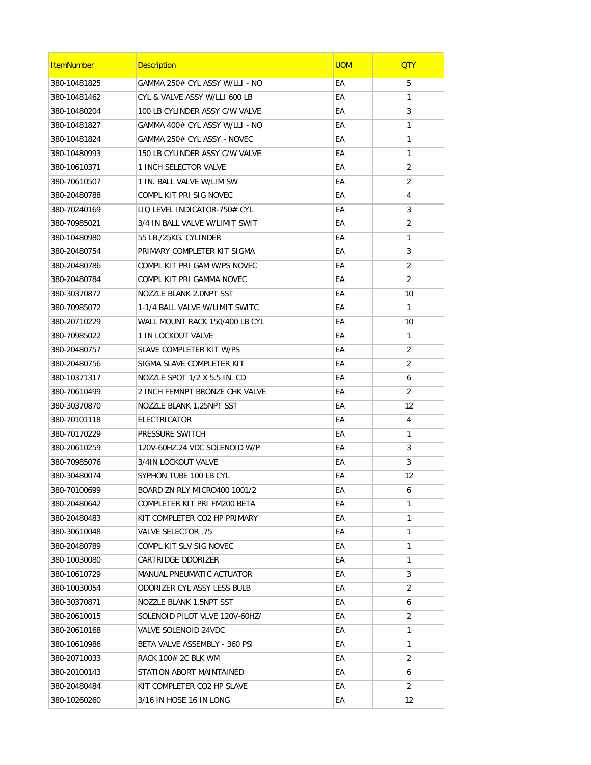| ItemNumber | Description | UOM | QTY |
|---|---|---|---|
| 380-10481825 | GAMMA 250# CYL ASSY W/LLI - NO | EA | 5 |
| 380-10481462 | CYL & VALVE ASSY W/LLI 600 LB | EA | 1 |
| 380-10480204 | 100 LB CYLINDER ASSY C/W VALVE | EA | 3 |
| 380-10481827 | GAMMA 400# CYL ASSY W/LLI - NO | EA | 1 |
| 380-10481824 | GAMMA 250# CYL ASSY - NOVEC | EA | 1 |
| 380-10480993 | 150 LB CYLINDER ASSY C/W VALVE | EA | 1 |
| 380-10610371 | 1 INCH SELECTOR VALVE | EA | 2 |
| 380-70610507 | 1 IN. BALL VALVE W/LIM SW | EA | 2 |
| 380-20480788 | COMPL KIT PRI SIG NOVEC | EA | 4 |
| 380-70240169 | LIQ LEVEL INDICATOR-750# CYL | EA | 3 |
| 380-70985021 | 3/4 IN BALL VALVE W/LIMIT SWIT | EA | 2 |
| 380-10480980 | 55 LB./25KG. CYLINDER | EA | 1 |
| 380-20480754 | PRIMARY COMPLETER KIT SIGMA | EA | 3 |
| 380-20480786 | COMPL KIT PRI GAM W/PS NOVEC | EA | 2 |
| 380-20480784 | COMPL KIT PRI GAMMA NOVEC | EA | 2 |
| 380-30370872 | NOZZLE BLANK 2.0NPT SST | EA | 10 |
| 380-70985072 | 1-1/4 BALL VALVE W/LIMIT SWITC | EA | 1 |
| 380-20710229 | WALL MOUNT RACK 150/400 LB CYL | EA | 10 |
| 380-70985022 | 1 IN LOCKOUT VALVE | EA | 1 |
| 380-20480757 | SLAVE COMPLETER KIT W/PS | EA | 2 |
| 380-20480756 | SIGMA SLAVE COMPLETER KIT | EA | 2 |
| 380-10371317 | NOZZLE SPOT 1/2 X 5.5 IN. CD | EA | 6 |
| 380-70610499 | 2 INCH FEMNPT BRONZE CHK VALVE | EA | 2 |
| 380-30370870 | NOZZLE BLANK 1.25NPT SST | EA | 12 |
| 380-70101118 | ELECTRICATOR | EA | 4 |
| 380-70170229 | PRESSURE SWITCH | EA | 1 |
| 380-20610259 | 120V-60HZ.24 VDC SOLENOID W/P | EA | 3 |
| 380-70985076 | 3/4IN LOCKOUT VALVE | EA | 3 |
| 380-30480074 | SYPHON TUBE 100 LB CYL | EA | 12 |
| 380-70100699 | BOARD ZN RLY MICRO400 1001/2 | EA | 6 |
| 380-20480642 | COMPLETER KIT PRI FM200 BETA | EA | 1 |
| 380-20480483 | KIT COMPLETER CO2 HP PRIMARY | EA | 1 |
| 380-30610048 | VALVE SELECTOR .75 | EA | 1 |
| 380-20480789 | COMPL KIT SLV SIG NOVEC | EA | 1 |
| 380-10030080 | CARTRIDGE ODORIZER | EA | 1 |
| 380-10610729 | MANUAL PNEUMATIC ACTUATOR | EA | 3 |
| 380-10030054 | ODORIZER CYL ASSY LESS BULB | EA | 2 |
| 380-30370871 | NOZZLE BLANK 1.5NPT SST | EA | 6 |
| 380-20610015 | SOLENOID PILOT VLVE 120V-60HZ/ | EA | 2 |
| 380-20610168 | VALVE SOLENOID 24VDC | EA | 1 |
| 380-10610986 | BETA VALVE ASSEMBLY - 360 PSI | EA | 1 |
| 380-20710033 | RACK 100# 2C BLK WM | EA | 2 |
| 380-20100143 | STATION ABORT MAINTAINED | EA | 6 |
| 380-20480484 | KIT COMPLETER CO2 HP SLAVE | EA | 2 |
| 380-10260260 | 3/16 IN HOSE 16 IN LONG | EA | 12 |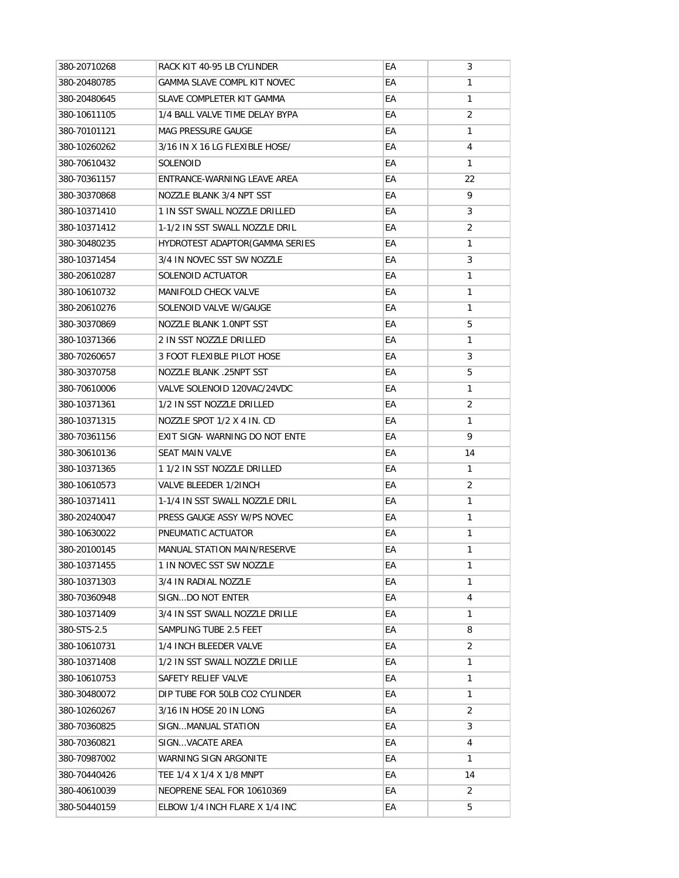| | | | |
|---|---|---|---|
| 380-20710268 | RACK KIT 40-95 LB CYLINDER | EA | 3 |
| 380-20480785 | GAMMA SLAVE COMPL KIT NOVEC | EA | 1 |
| 380-20480645 | SLAVE COMPLETER KIT GAMMA | EA | 1 |
| 380-10611105 | 1/4 BALL VALVE TIME DELAY BYPA | EA | 2 |
| 380-70101121 | MAG PRESSURE GAUGE | EA | 1 |
| 380-10260262 | 3/16 IN X 16 LG FLEXIBLE HOSE/ | EA | 4 |
| 380-70610432 | SOLENOID | EA | 1 |
| 380-70361157 | ENTRANCE-WARNING LEAVE AREA | EA | 22 |
| 380-30370868 | NOZZLE BLANK 3/4 NPT SST | EA | 9 |
| 380-10371410 | 1 IN SST SWALL NOZZLE DRILLED | EA | 3 |
| 380-10371412 | 1-1/2 IN SST SWALL NOZZLE DRIL | EA | 2 |
| 380-30480235 | HYDROTEST ADAPTOR(GAMMA SERIES | EA | 1 |
| 380-10371454 | 3/4 IN NOVEC SST SW NOZZLE | EA | 3 |
| 380-20610287 | SOLENOID ACTUATOR | EA | 1 |
| 380-10610732 | MANIFOLD CHECK VALVE | EA | 1 |
| 380-20610276 | SOLENOID VALVE W/GAUGE | EA | 1 |
| 380-30370869 | NOZZLE BLANK 1.0NPT SST | EA | 5 |
| 380-10371366 | 2 IN SST NOZZLE DRILLED | EA | 1 |
| 380-70260657 | 3 FOOT FLEXIBLE PILOT HOSE | EA | 3 |
| 380-30370758 | NOZZLE BLANK .25NPT SST | EA | 5 |
| 380-70610006 | VALVE SOLENOID 120VAC/24VDC | EA | 1 |
| 380-10371361 | 1/2 IN SST NOZZLE DRILLED | EA | 2 |
| 380-10371315 | NOZZLE SPOT 1/2 X 4 IN. CD | EA | 1 |
| 380-70361156 | EXIT SIGN- WARNING DO NOT ENTE | EA | 9 |
| 380-30610136 | SEAT MAIN VALVE | EA | 14 |
| 380-10371365 | 1 1/2 IN SST NOZZLE DRILLED | EA | 1 |
| 380-10610573 | VALVE BLEEDER 1/2INCH | EA | 2 |
| 380-10371411 | 1-1/4 IN SST SWALL NOZZLE DRIL | EA | 1 |
| 380-20240047 | PRESS GAUGE ASSY W/PS NOVEC | EA | 1 |
| 380-10630022 | PNEUMATIC ACTUATOR | EA | 1 |
| 380-20100145 | MANUAL STATION MAIN/RESERVE | EA | 1 |
| 380-10371455 | 1 IN NOVEC SST SW NOZZLE | EA | 1 |
| 380-10371303 | 3/4 IN RADIAL NOZZLE | EA | 1 |
| 380-70360948 | SIGN...DO NOT ENTER | EA | 4 |
| 380-10371409 | 3/4 IN SST SWALL NOZZLE DRILLE | EA | 1 |
| 380-STS-2.5 | SAMPLING TUBE 2.5 FEET | EA | 8 |
| 380-10610731 | 1/4 INCH BLEEDER VALVE | EA | 2 |
| 380-10371408 | 1/2 IN SST SWALL NOZZLE DRILLE | EA | 1 |
| 380-10610753 | SAFETY RELIEF VALVE | EA | 1 |
| 380-30480072 | DIP TUBE FOR 50LB CO2 CYLINDER | EA | 1 |
| 380-10260267 | 3/16 IN HOSE 20 IN LONG | EA | 2 |
| 380-70360825 | SIGN...MANUAL STATION | EA | 3 |
| 380-70360821 | SIGN...VACATE AREA | EA | 4 |
| 380-70987002 | WARNING SIGN ARGONITE | EA | 1 |
| 380-70440426 | TEE 1/4 X 1/4 X 1/8 MNPT | EA | 14 |
| 380-40610039 | NEOPRENE SEAL FOR 10610369 | EA | 2 |
| 380-50440159 | ELBOW 1/4 INCH FLARE X 1/4 INC | EA | 5 |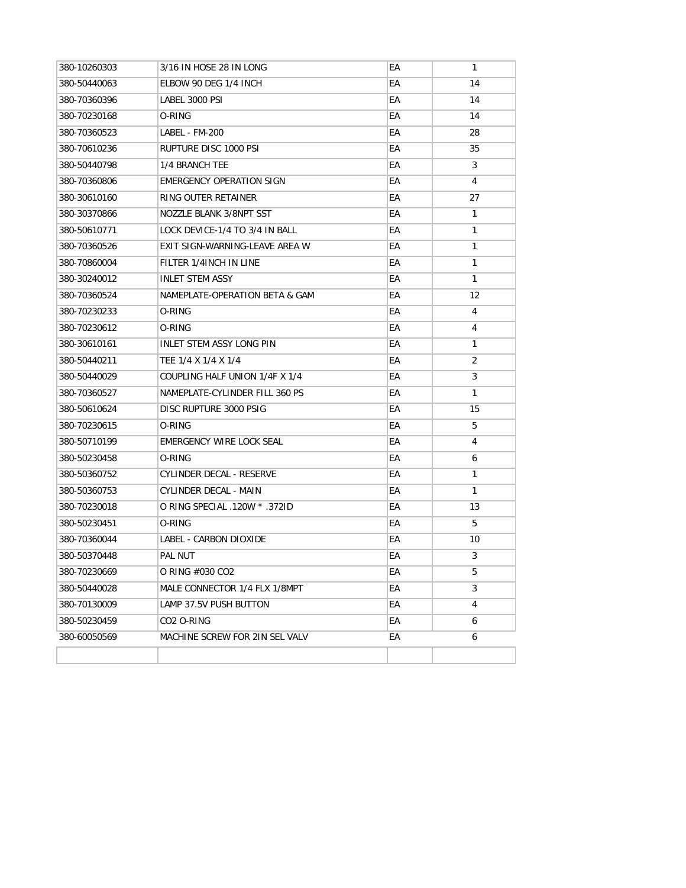| | | | |
|---|---|---|---|
| 380-10260303 | 3/16 IN HOSE 28 IN LONG | EA | 1 |
| 380-50440063 | ELBOW 90 DEG 1/4 INCH | EA | 14 |
| 380-70360396 | LABEL 3000 PSI | EA | 14 |
| 380-70230168 | O-RING | EA | 14 |
| 380-70360523 | LABEL - FM-200 | EA | 28 |
| 380-70610236 | RUPTURE DISC 1000 PSI | EA | 35 |
| 380-50440798 | 1/4 BRANCH TEE | EA | 3 |
| 380-70360806 | EMERGENCY OPERATION SIGN | EA | 4 |
| 380-30610160 | RING OUTER RETAINER | EA | 27 |
| 380-30370866 | NOZZLE BLANK 3/8NPT SST | EA | 1 |
| 380-50610771 | LOCK DEVICE-1/4 TO 3/4 IN BALL | EA | 1 |
| 380-70360526 | EXIT SIGN-WARNING-LEAVE AREA W | EA | 1 |
| 380-70860004 | FILTER 1/4INCH IN LINE | EA | 1 |
| 380-30240012 | INLET STEM ASSY | EA | 1 |
| 380-70360524 | NAMEPLATE-OPERATION BETA & GAM | EA | 12 |
| 380-70230233 | O-RING | EA | 4 |
| 380-70230612 | O-RING | EA | 4 |
| 380-30610161 | INLET STEM ASSY LONG PIN | EA | 1 |
| 380-50440211 | TEE 1/4 X 1/4 X 1/4 | EA | 2 |
| 380-50440029 | COUPLING HALF UNION 1/4F X 1/4 | EA | 3 |
| 380-70360527 | NAMEPLATE-CYLINDER FILL 360 PS | EA | 1 |
| 380-50610624 | DISC RUPTURE 3000 PSIG | EA | 15 |
| 380-70230615 | O-RING | EA | 5 |
| 380-50710199 | EMERGENCY WIRE LOCK SEAL | EA | 4 |
| 380-50230458 | O-RING | EA | 6 |
| 380-50360752 | CYLINDER DECAL - RESERVE | EA | 1 |
| 380-50360753 | CYLINDER DECAL - MAIN | EA | 1 |
| 380-70230018 | O RING SPECIAL .120W * .372ID | EA | 13 |
| 380-50230451 | O-RING | EA | 5 |
| 380-70360044 | LABEL - CARBON DIOXIDE | EA | 10 |
| 380-50370448 | PAL NUT | EA | 3 |
| 380-70230669 | O RING #030 CO2 | EA | 5 |
| 380-50440028 | MALE CONNECTOR 1/4 FLX 1/8MPT | EA | 3 |
| 380-70130009 | LAMP 37.5V PUSH BUTTON | EA | 4 |
| 380-50230459 | CO2 O-RING | EA | 6 |
| 380-60050569 | MACHINE SCREW FOR 2IN SEL VALV | EA | 6 |
| | | | |